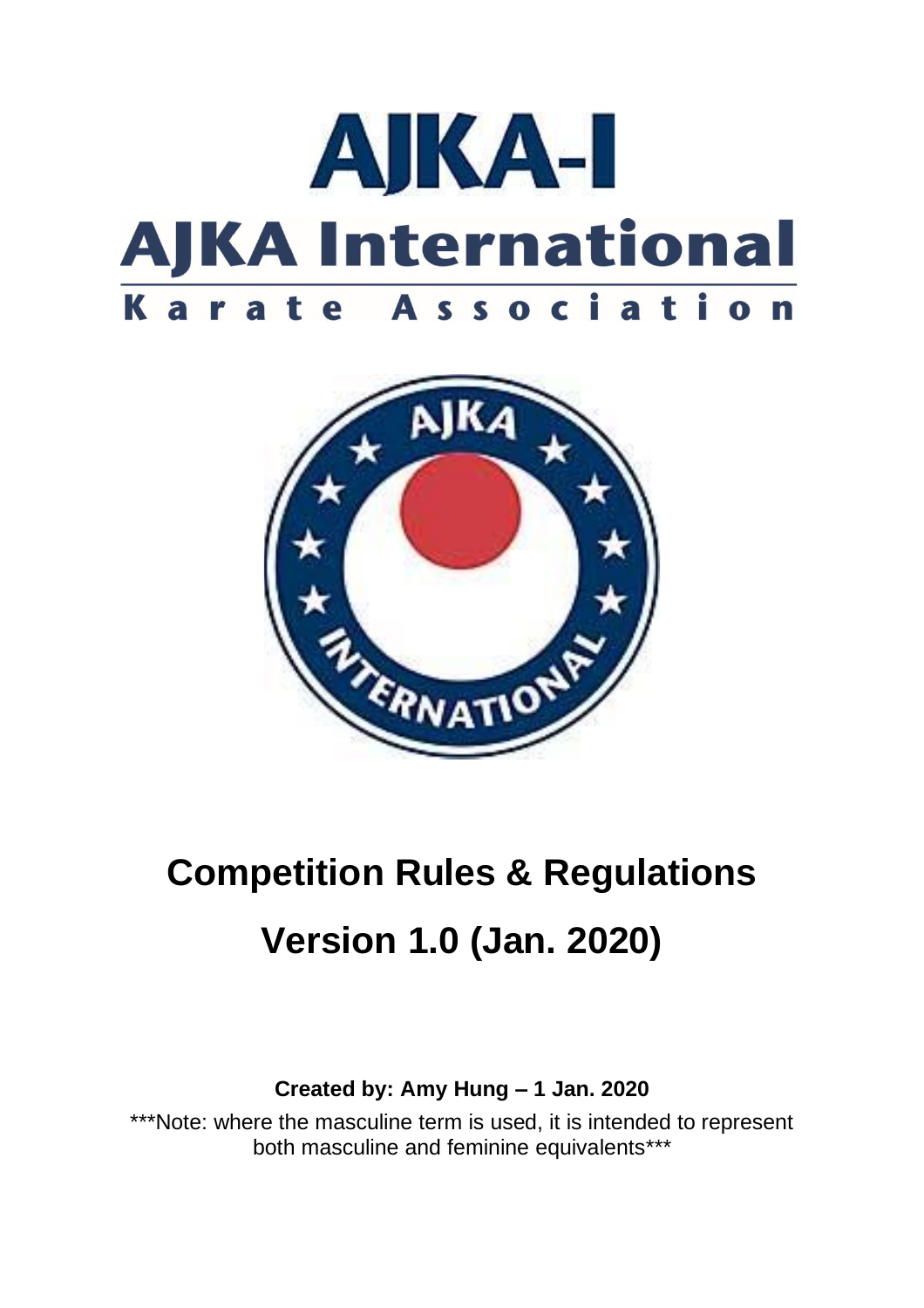# AJKA-I

## AJKA International

**Karate Association**

# Competition Rules & Regulations

# Version 1.0 (Jan. 2020)

**Created by: Amy Hung – 1 Jan. 2020**

***Note: where the masculine term is used, it is intended to represent both masculine and feminine equivalents***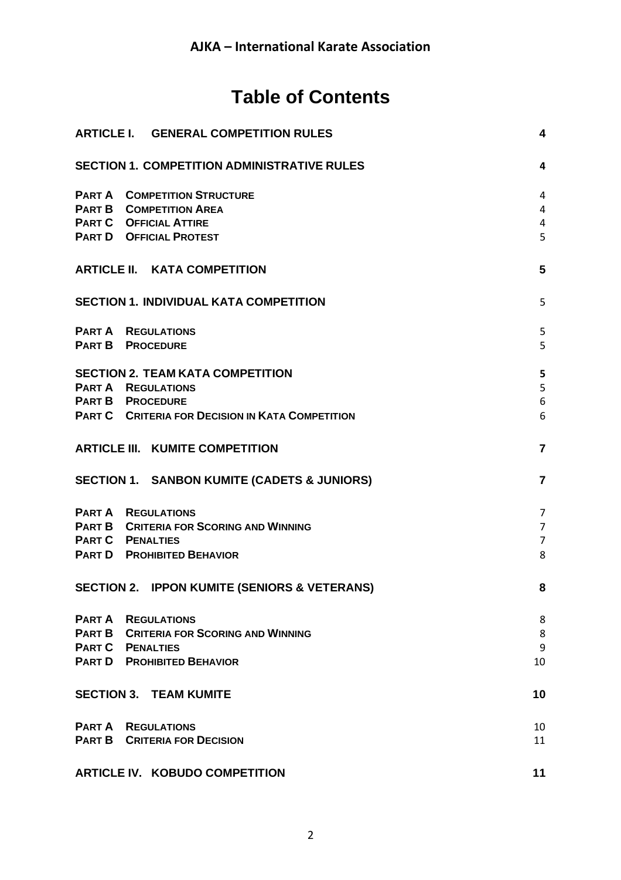**AJKA – International Karate Association**

# Table of Contents

| | |
|---|---|
| **ARTICLE I. GENERAL COMPETITION RULES** | **4** |
| **SECTION 1. COMPETITION ADMINISTRATIVE RULES** | **4** |
| **PART A COMPETITION STRUCTURE** | 4 |
| **PART B COMPETITION AREA** | 4 |
| **PART C OFFICIAL ATTIRE** | 4 |
| **PART D OFFICIAL PROTEST** | 5 |
| **ARTICLE II. KATA COMPETITION** | **5** |
| **SECTION 1. INDIVIDUAL KATA COMPETITION** | 5 |
| **PART A REGULATIONS** | 5 |
| **PART B PROCEDURE** | 5 |
| **SECTION 2. TEAM KATA COMPETITION** | **5** |
| **PART A REGULATIONS** | 5 |
| **PART B PROCEDURE** | 6 |
| **PART C CRITERIA FOR DECISION IN KATA COMPETITION** | 6 |
| **ARTICLE III. KUMITE COMPETITION** | **7** |
| **SECTION 1. SANBON KUMITE (CADETS & JUNIORS)** | **7** |
| **PART A REGULATIONS** | 7 |
| **PART B CRITERIA FOR SCORING AND WINNING** | 7 |
| **PART C PENALTIES** | 7 |
| **PART D PROHIBITED BEHAVIOR** | 8 |
| **SECTION 2. IPPON KUMITE (SENIORS & VETERANS)** | **8** |
| **PART A REGULATIONS** | 8 |
| **PART B CRITERIA FOR SCORING AND WINNING** | 8 |
| **PART C PENALTIES** | 9 |
| **PART D PROHIBITED BEHAVIOR** | 10 |
| **SECTION 3. TEAM KUMITE** | **10** |
| **PART A REGULATIONS** | 10 |
| **PART B CRITERIA FOR DECISION** | 11 |
| **ARTICLE IV. KOBUDO COMPETITION** | **11** |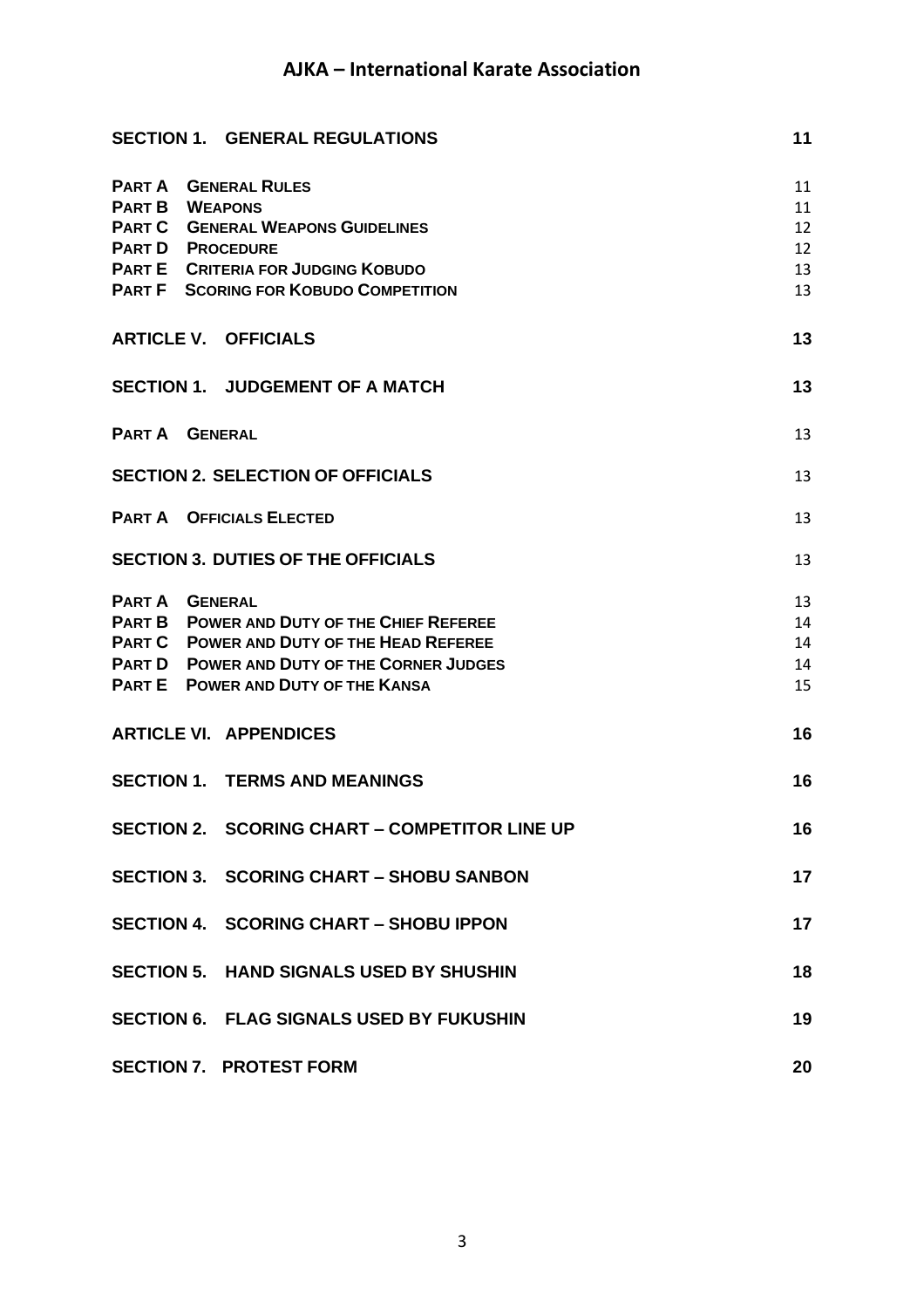| | |
|---|---|
| **SECTION 1. GENERAL REGULATIONS** | **11** |
| **PART A GENERAL RULES** | 11 |
| **PART B WEAPONS** | 11 |
| **PART C GENERAL WEAPONS GUIDELINES** | 12 |
| **PART D PROCEDURE** | 12 |
| **PART E CRITERIA FOR JUDGING KOBUDO** | 13 |
| **PART F SCORING FOR KOBUDO COMPETITION** | 13 |
| **ARTICLE V. OFFICIALS** | **13** |
| **SECTION 1. JUDGEMENT OF A MATCH** | **13** |
| **PART A GENERAL** | 13 |
| **SECTION 2. SELECTION OF OFFICIALS** | 13 |
| **PART A OFFICIALS ELECTED** | 13 |
| **SECTION 3. DUTIES OF THE OFFICIALS** | 13 |
| **PART A GENERAL** | 13 |
| **PART B POWER AND DUTY OF THE CHIEF REFEREE** | 14 |
| **PART C POWER AND DUTY OF THE HEAD REFEREE** | 14 |
| **PART D POWER AND DUTY OF THE CORNER JUDGES** | 14 |
| **PART E POWER AND DUTY OF THE KANSA** | 15 |
| **ARTICLE VI. APPENDICES** | **16** |
| **SECTION 1. TERMS AND MEANINGS** | **16** |
| **SECTION 2. SCORING CHART – COMPETITOR LINE UP** | **16** |
| **SECTION 3. SCORING CHART – SHOBU SANBON** | **17** |
| **SECTION 4. SCORING CHART – SHOBU IPPON** | **17** |
| **SECTION 5. HAND SIGNALS USED BY SHUSHIN** | **18** |
| **SECTION 6. FLAG SIGNALS USED BY FUKUSHIN** | **19** |
| **SECTION 7. PROTEST FORM** | **20** |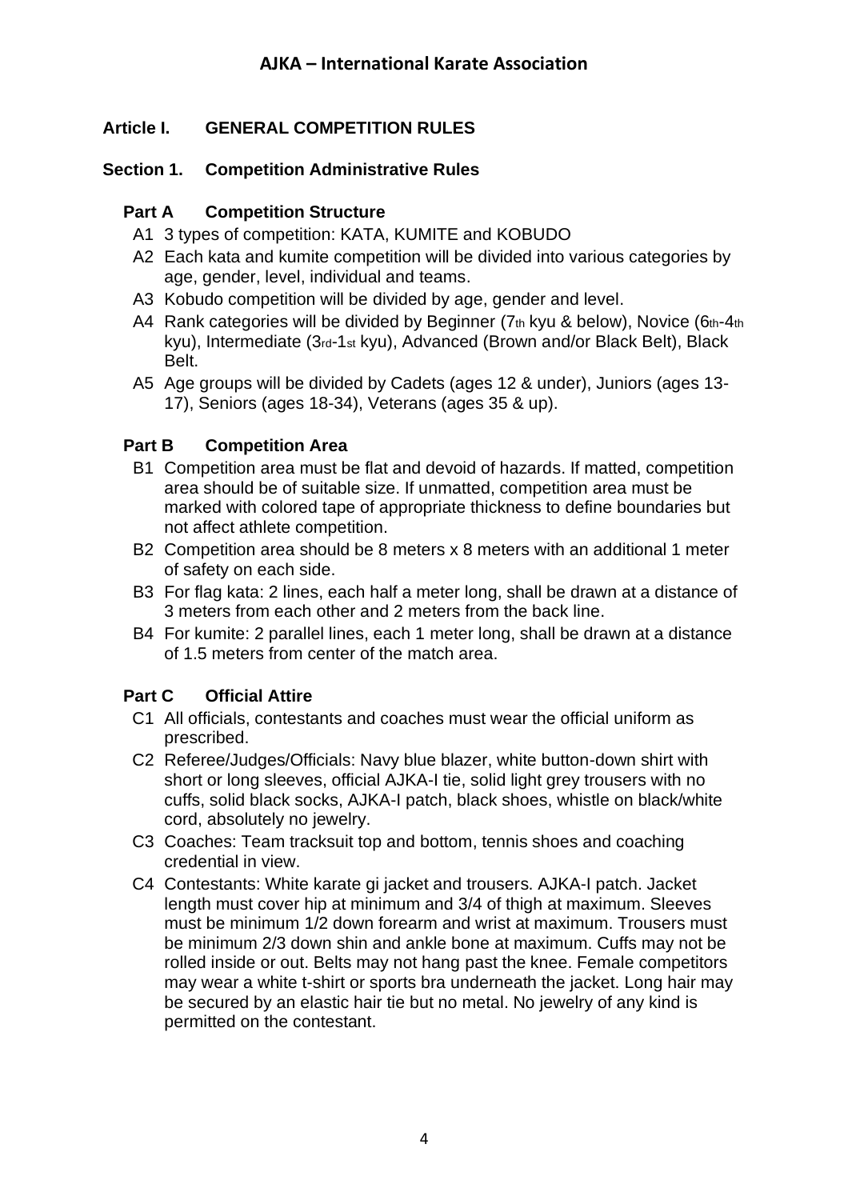## Article I. GENERAL COMPETITION RULES

### Section 1. Competition Administrative Rules

#### Part A Competition Structure

- A1 3 types of competition: KATA, KUMITE and KOBUDO
- A2 Each kata and kumite competition will be divided into various categories by age, gender, level, individual and teams.
- A3 Kobudo competition will be divided by age, gender and level.
- A4 Rank categories will be divided by Beginner (7th kyu & below), Novice (6th-4th kyu), Intermediate (3rd-1st kyu), Advanced (Brown and/or Black Belt), Black Belt.
- A5 Age groups will be divided by Cadets (ages 12 & under), Juniors (ages 13-17), Seniors (ages 18-34), Veterans (ages 35 & up).

#### Part B Competition Area

- B1 Competition area must be flat and devoid of hazards. If matted, competition area should be of suitable size. If unmatted, competition area must be marked with colored tape of appropriate thickness to define boundaries but not affect athlete competition.
- B2 Competition area should be 8 meters x 8 meters with an additional 1 meter of safety on each side.
- B3 For flag kata: 2 lines, each half a meter long, shall be drawn at a distance of 3 meters from each other and 2 meters from the back line.
- B4 For kumite: 2 parallel lines, each 1 meter long, shall be drawn at a distance of 1.5 meters from center of the match area.

#### Part C Official Attire

- C1 All officials, contestants and coaches must wear the official uniform as prescribed.
- C2 Referee/Judges/Officials: Navy blue blazer, white button-down shirt with short or long sleeves, official AJKA-I tie, solid light grey trousers with no cuffs, solid black socks, AJKA-I patch, black shoes, whistle on black/white cord, absolutely no jewelry.
- C3 Coaches: Team tracksuit top and bottom, tennis shoes and coaching credential in view.
- C4 Contestants: White karate gi jacket and trousers. AJKA-I patch. Jacket length must cover hip at minimum and 3/4 of thigh at maximum. Sleeves must be minimum 1/2 down forearm and wrist at maximum. Trousers must be minimum 2/3 down shin and ankle bone at maximum. Cuffs may not be rolled inside or out. Belts may not hang past the knee. Female competitors may wear a white t-shirt or sports bra underneath the jacket. Long hair may be secured by an elastic hair tie but no metal. No jewelry of any kind is permitted on the contestant.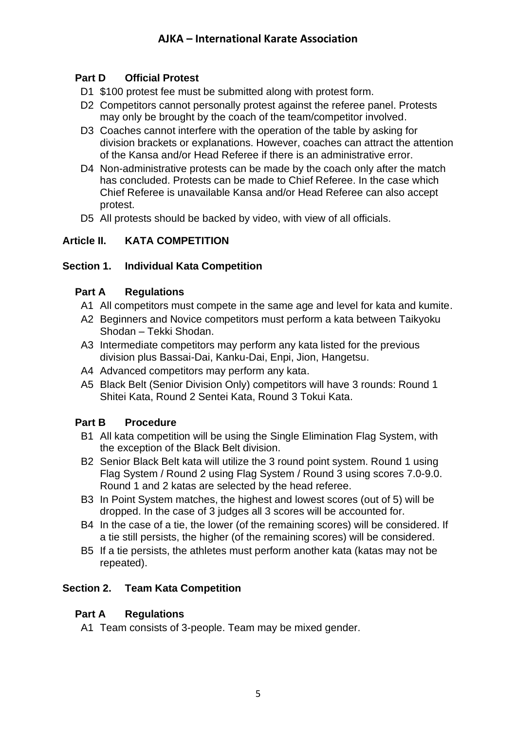### Part D Official Protest

- D1 $100 protest fee must be submitted along with protest form.
- D2 Competitors cannot personally protest against the referee panel. Protests may only be brought by the coach of the team/competitor involved.
- D3 Coaches cannot interfere with the operation of the table by asking for division brackets or explanations. However, coaches can attract the attention of the Kansa and/or Head Referee if there is an administrative error.
- D4 Non-administrative protests can be made by the coach only after the match has concluded. Protests can be made to Chief Referee. In the case which Chief Referee is unavailable Kansa and/or Head Referee can also accept protest.
- D5 All protests should be backed by video, with view of all officials.

## Article II. KATA COMPETITION

## Section 1. Individual Kata Competition

### Part A Regulations

- A1 All competitors must compete in the same age and level for kata and kumite.
- A2 Beginners and Novice competitors must perform a kata between Taikyoku Shodan – Tekki Shodan.
- A3 Intermediate competitors may perform any kata listed for the previous division plus Bassai-Dai, Kanku-Dai, Enpi, Jion, Hangetsu.
- A4 Advanced competitors may perform any kata.
- A5 Black Belt (Senior Division Only) competitors will have 3 rounds: Round 1 Shitei Kata, Round 2 Sentei Kata, Round 3 Tokui Kata.

### Part B Procedure

- B1 All kata competition will be using the Single Elimination Flag System, with the exception of the Black Belt division.
- B2 Senior Black Belt kata will utilize the 3 round point system. Round 1 using Flag System / Round 2 using Flag System / Round 3 using scores 7.0-9.0. Round 1 and 2 katas are selected by the head referee.
- B3 In Point System matches, the highest and lowest scores (out of 5) will be dropped. In the case of 3 judges all 3 scores will be accounted for.
- B4 In the case of a tie, the lower (of the remaining scores) will be considered. If a tie still persists, the higher (of the remaining scores) will be considered.
- B5 If a tie persists, the athletes must perform another kata (katas may not be repeated).

## Section 2. Team Kata Competition

### Part A Regulations

- A1 Team consists of 3-people. Team may be mixed gender.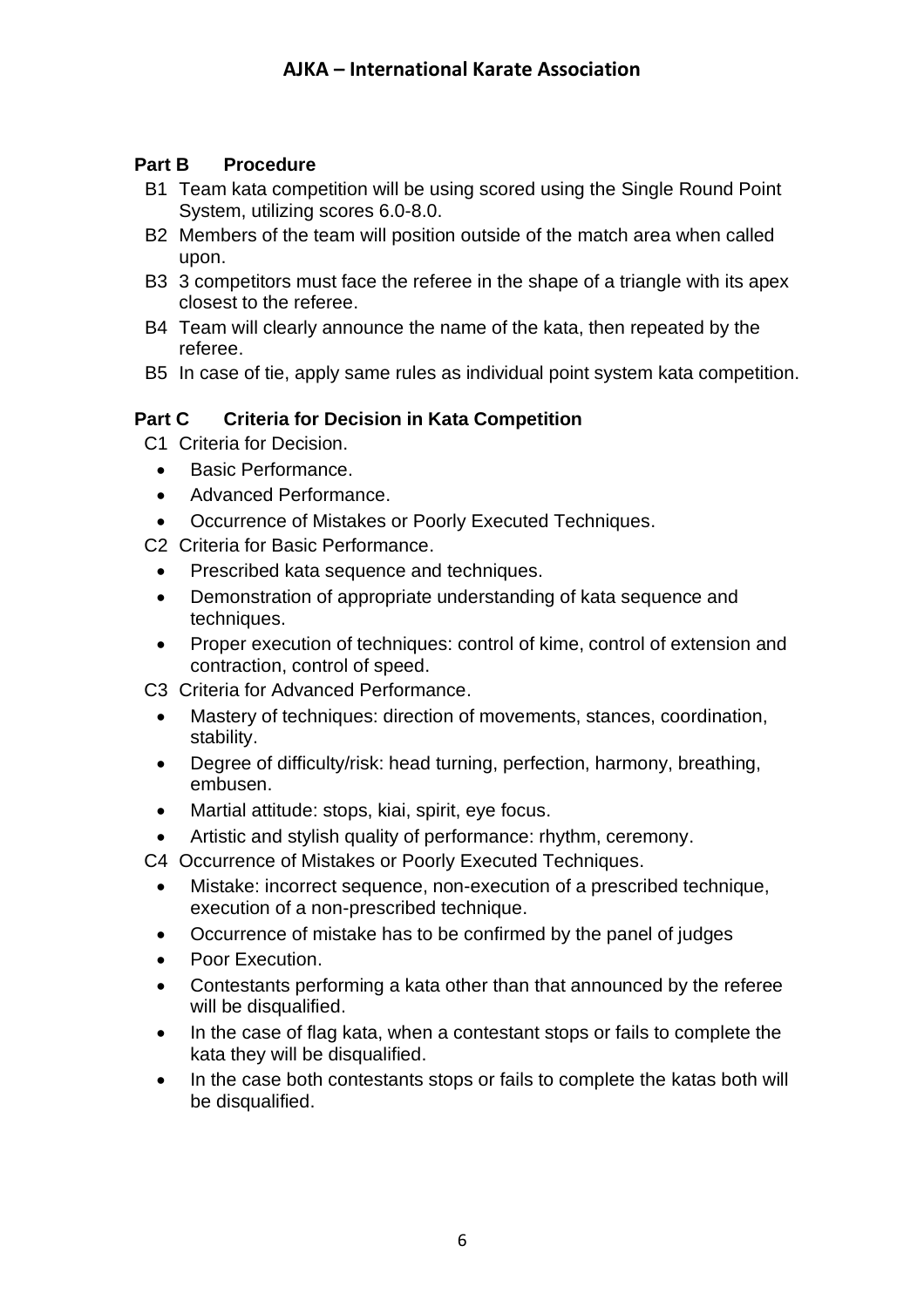### Part B Procedure

B1 Team kata competition will be using scored using the Single Round Point System, utilizing scores 6.0-8.0.

B2 Members of the team will position outside of the match area when called upon.

B3 3 competitors must face the referee in the shape of a triangle with its apex closest to the referee.

B4 Team will clearly announce the name of the kata, then repeated by the referee.

B5 In case of tie, apply same rules as individual point system kata competition.

### Part C Criteria for Decision in Kata Competition

C1 Criteria for Decision.

- Basic Performance.
- Advanced Performance.
- Occurrence of Mistakes or Poorly Executed Techniques.

C2 Criteria for Basic Performance.

- Prescribed kata sequence and techniques.
- Demonstration of appropriate understanding of kata sequence and techniques.
- Proper execution of techniques: control of kime, control of extension and contraction, control of speed.

C3 Criteria for Advanced Performance.

- Mastery of techniques: direction of movements, stances, coordination, stability.
- Degree of difficulty/risk: head turning, perfection, harmony, breathing, embusen.
- Martial attitude: stops, kiai, spirit, eye focus.
- Artistic and stylish quality of performance: rhythm, ceremony.

C4 Occurrence of Mistakes or Poorly Executed Techniques.

- Mistake: incorrect sequence, non-execution of a prescribed technique, execution of a non-prescribed technique.
- Occurrence of mistake has to be confirmed by the panel of judges
- Poor Execution.
- Contestants performing a kata other than that announced by the referee will be disqualified.
- In the case of flag kata, when a contestant stops or fails to complete the kata they will be disqualified.
- In the case both contestants stops or fails to complete the katas both will be disqualified.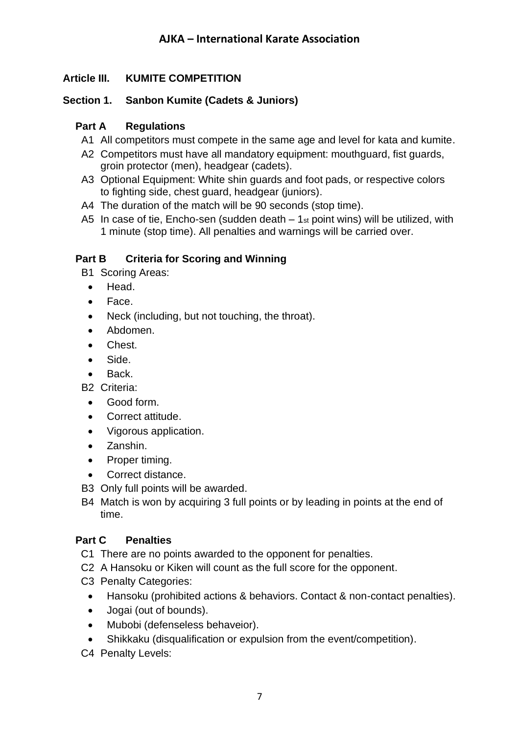## Article III. KUMITE COMPETITION

### Section 1. Sanbon Kumite (Cadets & Juniors)

#### Part A Regulations

A1 All competitors must compete in the same age and level for kata and kumite.

A2 Competitors must have all mandatory equipment: mouthguard, fist guards, groin protector (men), headgear (cadets).

A3 Optional Equipment: White shin guards and foot pads, or respective colors to fighting side, chest guard, headgear (juniors).

A4 The duration of the match will be 90 seconds (stop time).

A5 In case of tie, Encho-sen (sudden death – 1st point wins) will be utilized, with 1 minute (stop time). All penalties and warnings will be carried over.

#### Part B Criteria for Scoring and Winning

B1 Scoring Areas:

- Head.
- Face.
- Neck (including, but not touching, the throat).
- Abdomen.
- Chest.
- Side.
- Back.

B2 Criteria:

- Good form.
- Correct attitude.
- Vigorous application.
- Zanshin.
- Proper timing.
- Correct distance.

B3 Only full points will be awarded.

B4 Match is won by acquiring 3 full points or by leading in points at the end of time.

#### Part C Penalties

C1 There are no points awarded to the opponent for penalties.

C2 A Hansoku or Kiken will count as the full score for the opponent.

C3 Penalty Categories:

- Hansoku (prohibited actions & behaviors. Contact & non-contact penalties).
- Jogai (out of bounds).
- Mubobi (defenseless behaveior).
- Shikkaku (disqualification or expulsion from the event/competition).

C4 Penalty Levels: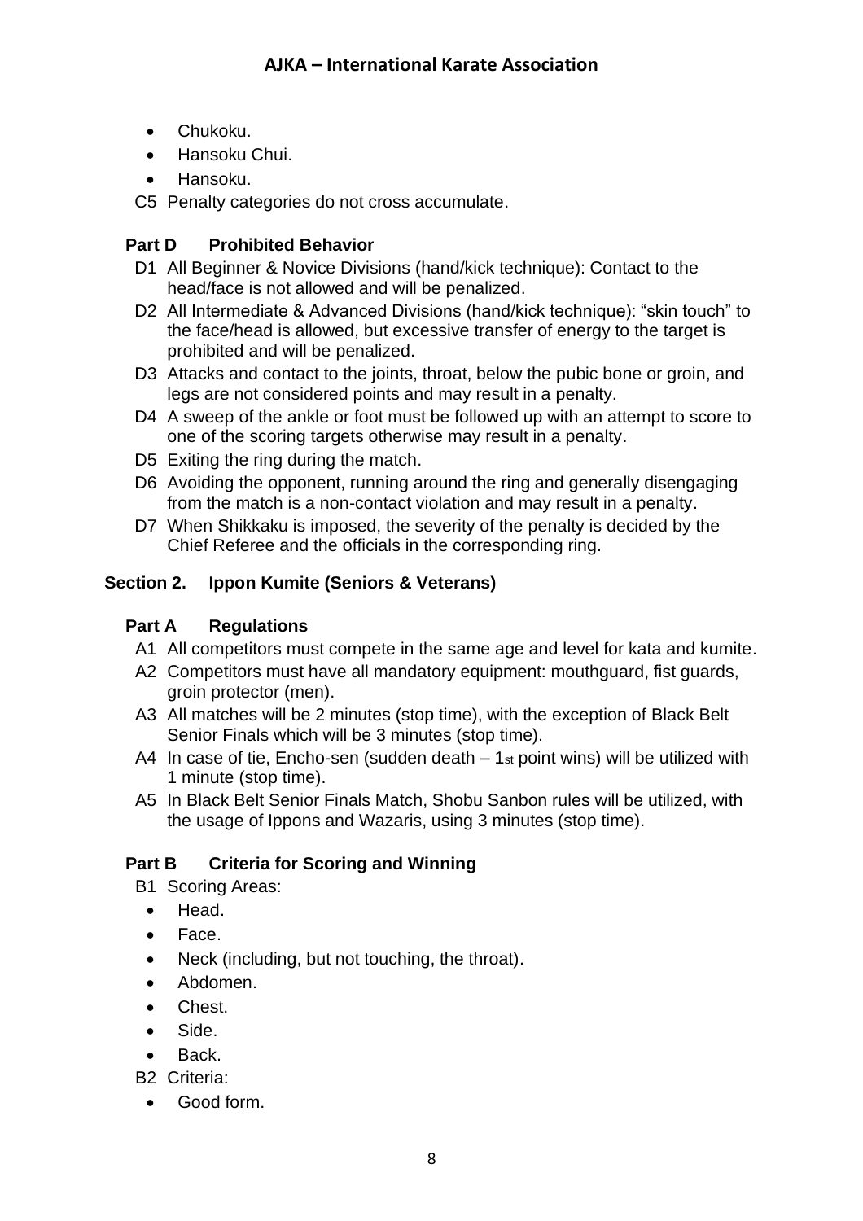- Chukoku.
- Hansoku Chui.
- Hansoku.

C5 Penalty categories do not cross accumulate.

### Part D Prohibited Behavior

D1 All Beginner & Novice Divisions (hand/kick technique): Contact to the head/face is not allowed and will be penalized.

D2 All Intermediate & Advanced Divisions (hand/kick technique): "skin touch" to the face/head is allowed, but excessive transfer of energy to the target is prohibited and will be penalized.

D3 Attacks and contact to the joints, throat, below the pubic bone or groin, and legs are not considered points and may result in a penalty.

D4 A sweep of the ankle or foot must be followed up with an attempt to score to one of the scoring targets otherwise may result in a penalty.

D5 Exiting the ring during the match.

D6 Avoiding the opponent, running around the ring and generally disengaging from the match is a non-contact violation and may result in a penalty.

D7 When Shikkaku is imposed, the severity of the penalty is decided by the Chief Referee and the officials in the corresponding ring.

## Section 2. Ippon Kumite (Seniors & Veterans)

### Part A Regulations

A1 All competitors must compete in the same age and level for kata and kumite.

A2 Competitors must have all mandatory equipment: mouthguard, fist guards, groin protector (men).

A3 All matches will be 2 minutes (stop time), with the exception of Black Belt Senior Finals which will be 3 minutes (stop time).

A4 In case of tie, Encho-sen (sudden death – 1st point wins) will be utilized with 1 minute (stop time).

A5 In Black Belt Senior Finals Match, Shobu Sanbon rules will be utilized, with the usage of Ippons and Wazaris, using 3 minutes (stop time).

### Part B Criteria for Scoring and Winning

B1 Scoring Areas:

- Head.
- Face.
- Neck (including, but not touching, the throat).
- Abdomen.
- Chest.
- Side.
- Back.

B2 Criteria:

- Good form.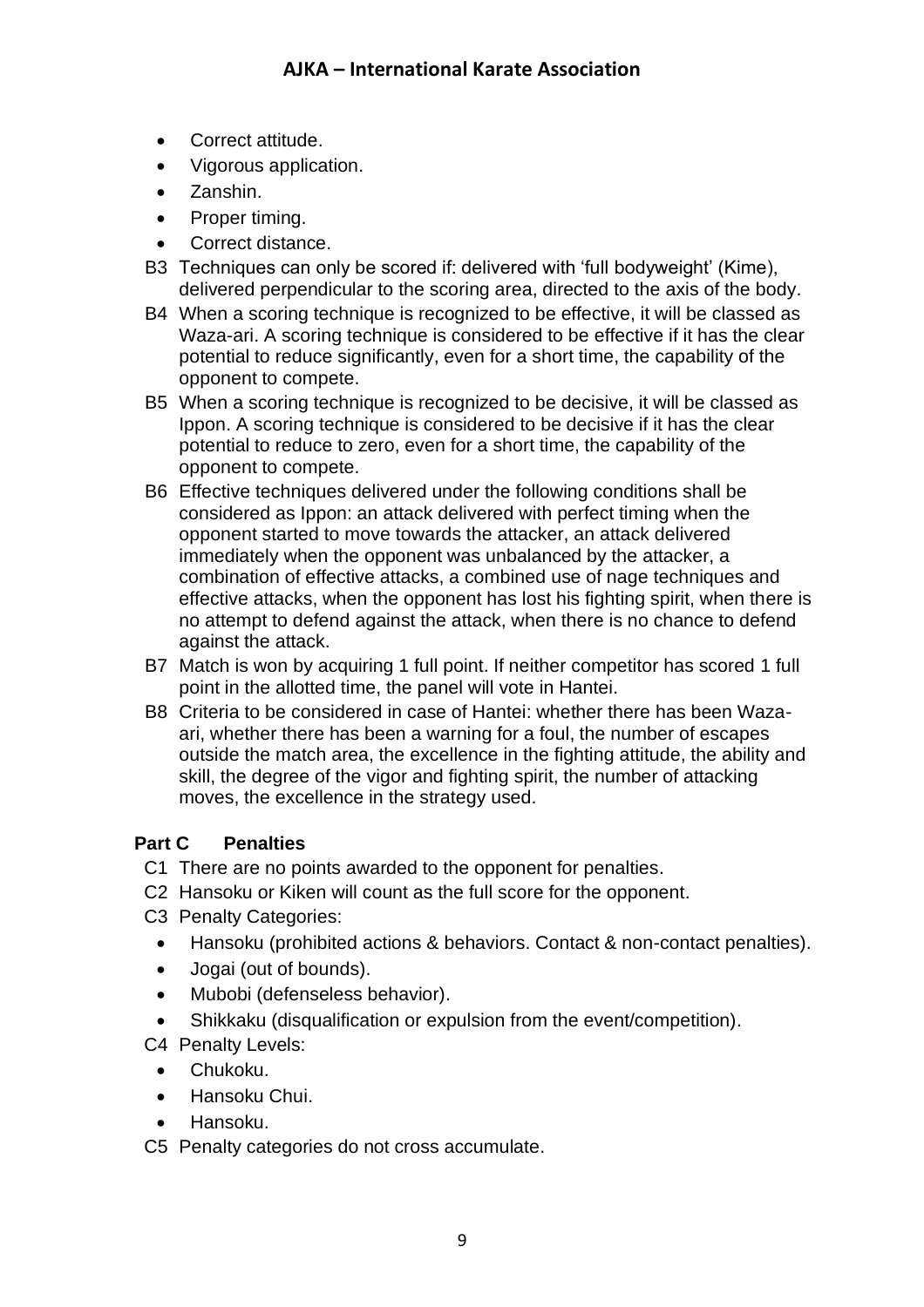- Correct attitude.
- Vigorous application.
- Zanshin.
- Proper timing.
- Correct distance.

B3 Techniques can only be scored if: delivered with 'full bodyweight' (Kime), delivered perpendicular to the scoring area, directed to the axis of the body.

B4 When a scoring technique is recognized to be effective, it will be classed as Waza-ari. A scoring technique is considered to be effective if it has the clear potential to reduce significantly, even for a short time, the capability of the opponent to compete.

B5 When a scoring technique is recognized to be decisive, it will be classed as Ippon. A scoring technique is considered to be decisive if it has the clear potential to reduce to zero, even for a short time, the capability of the opponent to compete.

B6 Effective techniques delivered under the following conditions shall be considered as Ippon: an attack delivered with perfect timing when the opponent started to move towards the attacker, an attack delivered immediately when the opponent was unbalanced by the attacker, a combination of effective attacks, a combined use of nage techniques and effective attacks, when the opponent has lost his fighting spirit, when there is no attempt to defend against the attack, when there is no chance to defend against the attack.

B7 Match is won by acquiring 1 full point. If neither competitor has scored 1 full point in the allotted time, the panel will vote in Hantei.

B8 Criteria to be considered in case of Hantei: whether there has been Waza-ari, whether there has been a warning for a foul, the number of escapes outside the match area, the excellence in the fighting attitude, the ability and skill, the degree of the vigor and fighting spirit, the number of attacking moves, the excellence in the strategy used.

## Part C Penalties

C1 There are no points awarded to the opponent for penalties.

C2 Hansoku or Kiken will count as the full score for the opponent.

C3 Penalty Categories:

- Hansoku (prohibited actions & behaviors. Contact & non-contact penalties).
- Jogai (out of bounds).
- Mubobi (defenseless behavior).
- Shikkaku (disqualification or expulsion from the event/competition).

C4 Penalty Levels:

- Chukoku.
- Hansoku Chui.
- Hansoku.

C5 Penalty categories do not cross accumulate.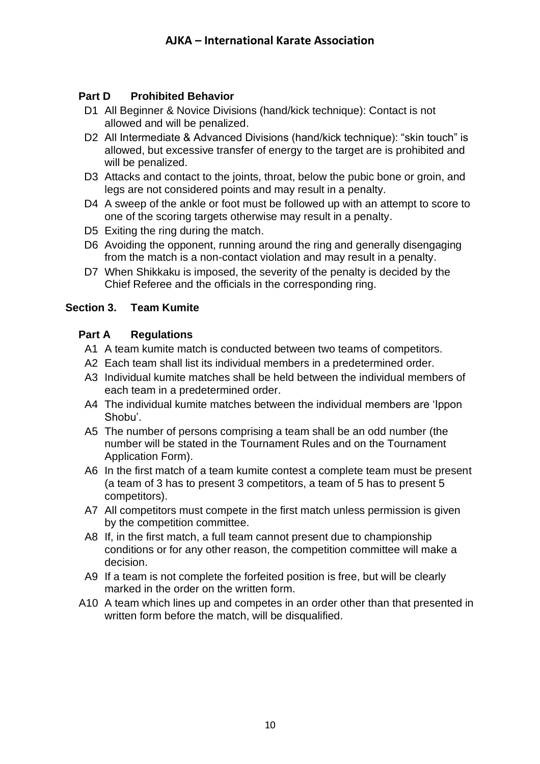### Part D Prohibited Behavior

- D1 All Beginner & Novice Divisions (hand/kick technique): Contact is not allowed and will be penalized.
- D2 All Intermediate & Advanced Divisions (hand/kick technique): "skin touch" is allowed, but excessive transfer of energy to the target are is prohibited and will be penalized.
- D3 Attacks and contact to the joints, throat, below the pubic bone or groin, and legs are not considered points and may result in a penalty.
- D4 A sweep of the ankle or foot must be followed up with an attempt to score to one of the scoring targets otherwise may result in a penalty.
- D5 Exiting the ring during the match.
- D6 Avoiding the opponent, running around the ring and generally disengaging from the match is a non-contact violation and may result in a penalty.
- D7 When Shikkaku is imposed, the severity of the penalty is decided by the Chief Referee and the officials in the corresponding ring.

## Section 3. Team Kumite

### Part A Regulations

- A1 A team kumite match is conducted between two teams of competitors.
- A2 Each team shall list its individual members in a predetermined order.
- A3 Individual kumite matches shall be held between the individual members of each team in a predetermined order.
- A4 The individual kumite matches between the individual members are 'Ippon Shobu'.
- A5 The number of persons comprising a team shall be an odd number (the number will be stated in the Tournament Rules and on the Tournament Application Form).
- A6 In the first match of a team kumite contest a complete team must be present (a team of 3 has to present 3 competitors, a team of 5 has to present 5 competitors).
- A7 All competitors must compete in the first match unless permission is given by the competition committee.
- A8 If, in the first match, a full team cannot present due to championship conditions or for any other reason, the competition committee will make a decision.
- A9 If a team is not complete the forfeited position is free, but will be clearly marked in the order on the written form.
- A10 A team which lines up and competes in an order other than that presented in written form before the match, will be disqualified.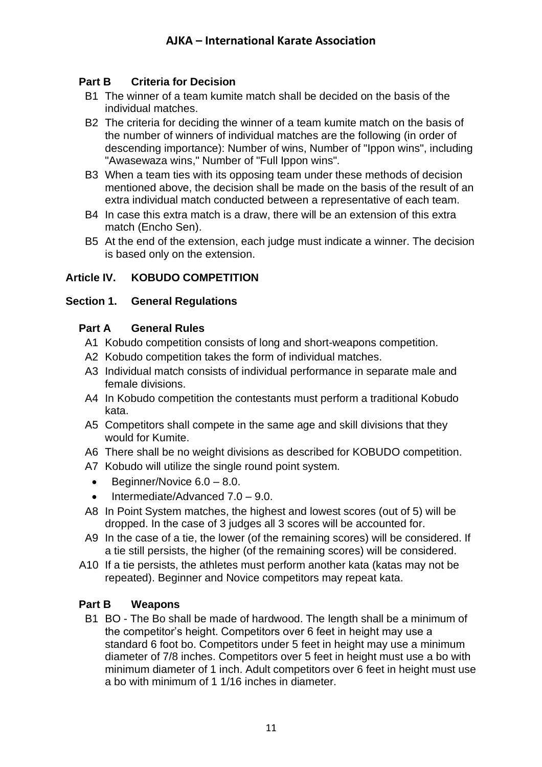### Part B Criteria for Decision

B1 The winner of a team kumite match shall be decided on the basis of the individual matches.

B2 The criteria for deciding the winner of a team kumite match on the basis of the number of winners of individual matches are the following (in order of descending importance): Number of wins, Number of "Ippon wins", including "Awasewaza wins," Number of "Full Ippon wins".

B3 When a team ties with its opposing team under these methods of decision mentioned above, the decision shall be made on the basis of the result of an extra individual match conducted between a representative of each team.

B4 In case this extra match is a draw, there will be an extension of this extra match (Encho Sen).

B5 At the end of the extension, each judge must indicate a winner. The decision is based only on the extension.

## Article IV. KOBUDO COMPETITION

## Section 1. General Regulations

### Part A General Rules

A1 Kobudo competition consists of long and short-weapons competition.

A2 Kobudo competition takes the form of individual matches.

A3 Individual match consists of individual performance in separate male and female divisions.

A4 In Kobudo competition the contestants must perform a traditional Kobudo kata.

A5 Competitors shall compete in the same age and skill divisions that they would for Kumite.

A6 There shall be no weight divisions as described for KOBUDO competition.

A7 Kobudo will utilize the single round point system.

- Beginner/Novice 6.0 – 8.0.
- Intermediate/Advanced 7.0 – 9.0.

A8 In Point System matches, the highest and lowest scores (out of 5) will be dropped. In the case of 3 judges all 3 scores will be accounted for.

A9 In the case of a tie, the lower (of the remaining scores) will be considered. If a tie still persists, the higher (of the remaining scores) will be considered.

A10 If a tie persists, the athletes must perform another kata (katas may not be repeated). Beginner and Novice competitors may repeat kata.

### Part B Weapons

B1 BO - The Bo shall be made of hardwood. The length shall be a minimum of the competitor's height. Competitors over 6 feet in height may use a standard 6 foot bo. Competitors under 5 feet in height may use a minimum diameter of 7/8 inches. Competitors over 5 feet in height must use a bo with minimum diameter of 1 inch. Adult competitors over 6 feet in height must use a bo with minimum of 1 1/16 inches in diameter.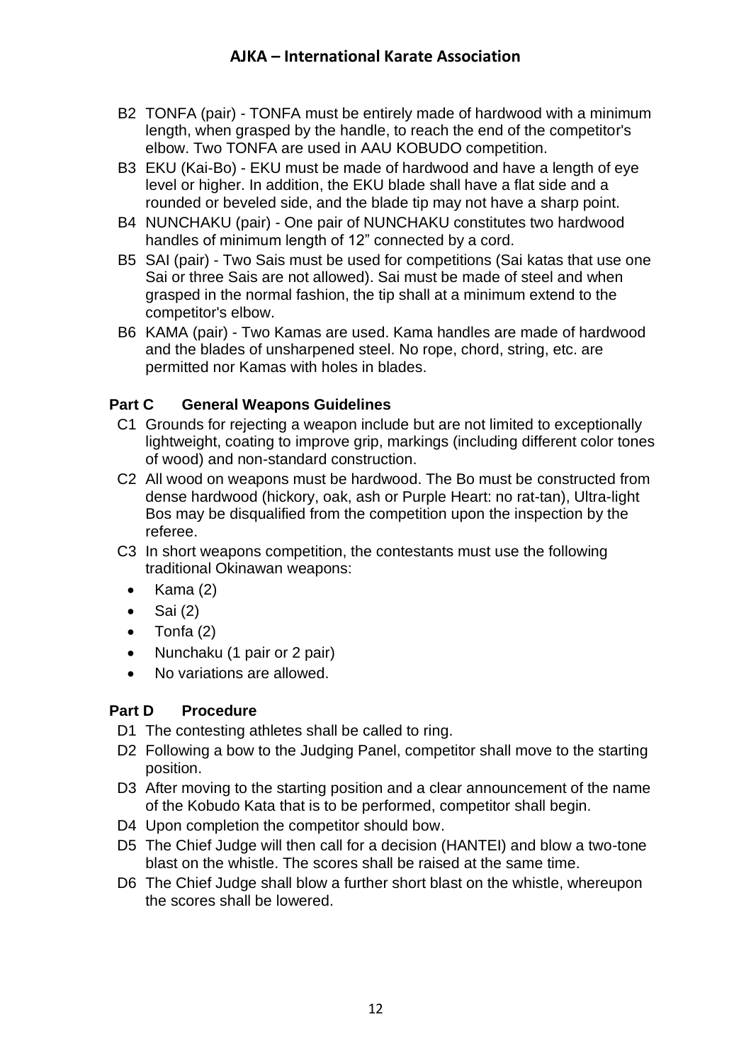B2 TONFA (pair) - TONFA must be entirely made of hardwood with a minimum length, when grasped by the handle, to reach the end of the competitor's elbow. Two TONFA are used in AAU KOBUDO competition.

B3 EKU (Kai-Bo) - EKU must be made of hardwood and have a length of eye level or higher. In addition, the EKU blade shall have a flat side and a rounded or beveled side, and the blade tip may not have a sharp point.

B4 NUNCHAKU (pair) - One pair of NUNCHAKU constitutes two hardwood handles of minimum length of 12" connected by a cord.

B5 SAI (pair) - Two Sais must be used for competitions (Sai katas that use one Sai or three Sais are not allowed). Sai must be made of steel and when grasped in the normal fashion, the tip shall at a minimum extend to the competitor's elbow.

B6 KAMA (pair) - Two Kamas are used. Kama handles are made of hardwood and the blades of unsharpened steel. No rope, chord, string, etc. are permitted nor Kamas with holes in blades.

### Part C General Weapons Guidelines

C1 Grounds for rejecting a weapon include but are not limited to exceptionally lightweight, coating to improve grip, markings (including different color tones of wood) and non-standard construction.

C2 All wood on weapons must be hardwood. The Bo must be constructed from dense hardwood (hickory, oak, ash or Purple Heart: no rat-tan), Ultra-light Bos may be disqualified from the competition upon the inspection by the referee.

C3 In short weapons competition, the contestants must use the following traditional Okinawan weapons:

- Kama (2)
- Sai (2)
- Tonfa (2)
- Nunchaku (1 pair or 2 pair)
- No variations are allowed.

### Part D Procedure

D1 The contesting athletes shall be called to ring.

D2 Following a bow to the Judging Panel, competitor shall move to the starting position.

D3 After moving to the starting position and a clear announcement of the name of the Kobudo Kata that is to be performed, competitor shall begin.

D4 Upon completion the competitor should bow.

D5 The Chief Judge will then call for a decision (HANTEI) and blow a two-tone blast on the whistle. The scores shall be raised at the same time.

D6 The Chief Judge shall blow a further short blast on the whistle, whereupon the scores shall be lowered.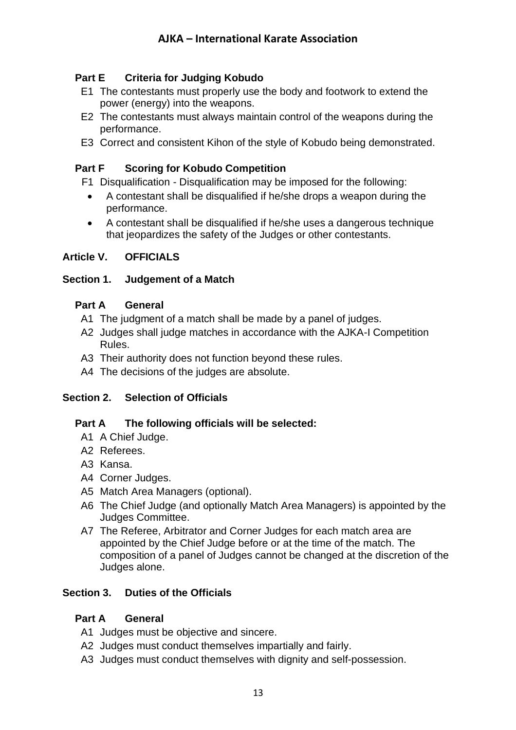### Part E Criteria for Judging Kobudo

- E1 The contestants must properly use the body and footwork to extend the power (energy) into the weapons.
- E2 The contestants must always maintain control of the weapons during the performance.
- E3 Correct and consistent Kihon of the style of Kobudo being demonstrated.

### Part F Scoring for Kobudo Competition

F1 Disqualification - Disqualification may be imposed for the following:

- A contestant shall be disqualified if he/she drops a weapon during the performance.
- A contestant shall be disqualified if he/she uses a dangerous technique that jeopardizes the safety of the Judges or other contestants.

## Article V. OFFICIALS

## Section 1. Judgement of a Match

### Part A General

- A1 The judgment of a match shall be made by a panel of judges.
- A2 Judges shall judge matches in accordance with the AJKA-I Competition Rules.
- A3 Their authority does not function beyond these rules.
- A4 The decisions of the judges are absolute.

## Section 2. Selection of Officials

### Part A The following officials will be selected:

- A1 A Chief Judge.
- A2 Referees.
- A3 Kansa.
- A4 Corner Judges.
- A5 Match Area Managers (optional).
- A6 The Chief Judge (and optionally Match Area Managers) is appointed by the Judges Committee.
- A7 The Referee, Arbitrator and Corner Judges for each match area are appointed by the Chief Judge before or at the time of the match. The composition of a panel of Judges cannot be changed at the discretion of the Judges alone.

## Section 3. Duties of the Officials

### Part A General

- A1 Judges must be objective and sincere.
- A2 Judges must conduct themselves impartially and fairly.
- A3 Judges must conduct themselves with dignity and self-possession.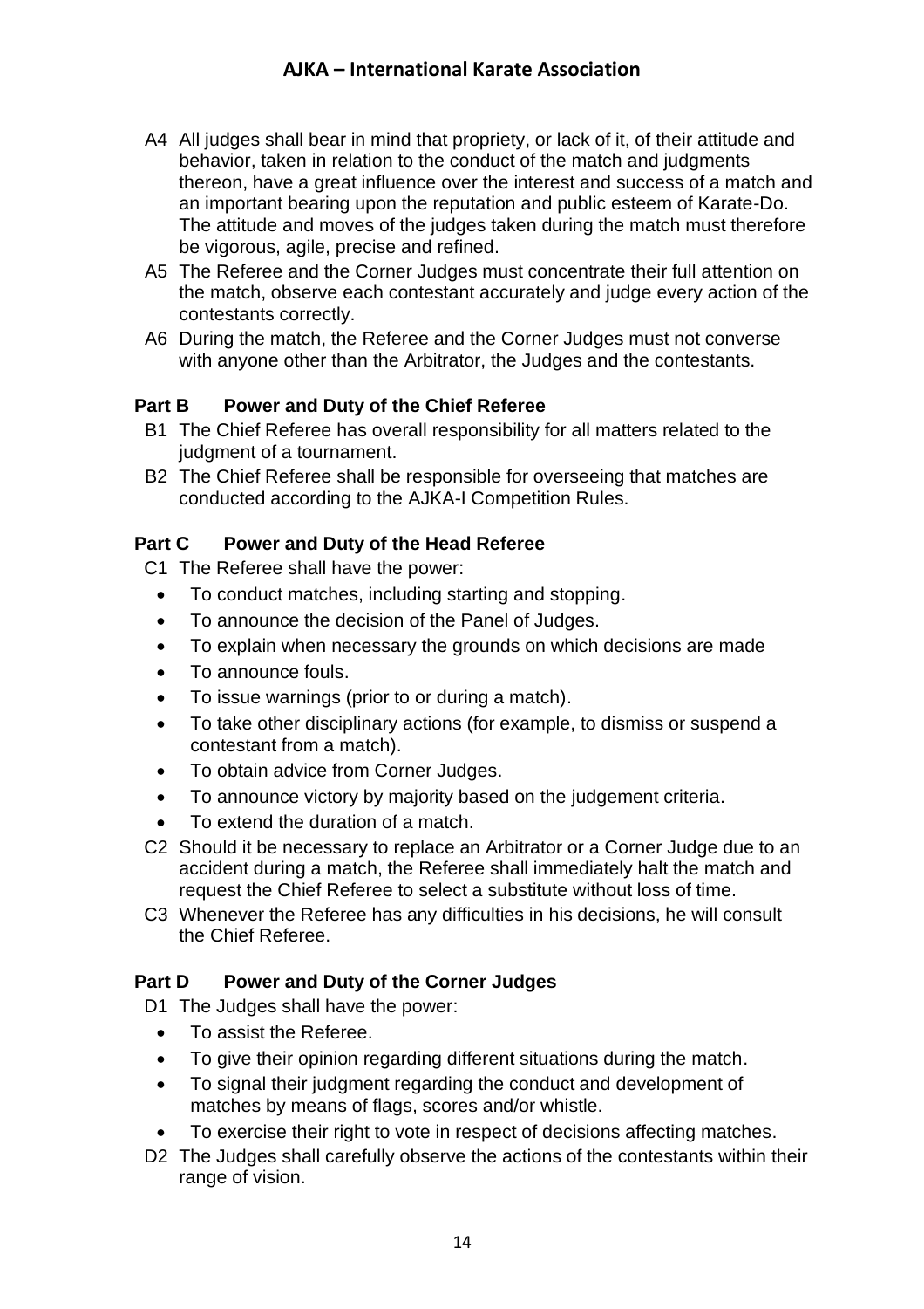A4 All judges shall bear in mind that propriety, or lack of it, of their attitude and behavior, taken in relation to the conduct of the match and judgments thereon, have a great influence over the interest and success of a match and an important bearing upon the reputation and public esteem of Karate-Do. The attitude and moves of the judges taken during the match must therefore be vigorous, agile, precise and refined.

A5 The Referee and the Corner Judges must concentrate their full attention on the match, observe each contestant accurately and judge every action of the contestants correctly.

A6 During the match, the Referee and the Corner Judges must not converse with anyone other than the Arbitrator, the Judges and the contestants.

### Part B Power and Duty of the Chief Referee

B1 The Chief Referee has overall responsibility for all matters related to the judgment of a tournament.

B2 The Chief Referee shall be responsible for overseeing that matches are conducted according to the AJKA-I Competition Rules.

### Part C Power and Duty of the Head Referee

C1 The Referee shall have the power:

- To conduct matches, including starting and stopping.
- To announce the decision of the Panel of Judges.
- To explain when necessary the grounds on which decisions are made
- To announce fouls.
- To issue warnings (prior to or during a match).
- To take other disciplinary actions (for example, to dismiss or suspend a contestant from a match).
- To obtain advice from Corner Judges.
- To announce victory by majority based on the judgement criteria.
- To extend the duration of a match.

C2 Should it be necessary to replace an Arbitrator or a Corner Judge due to an accident during a match, the Referee shall immediately halt the match and request the Chief Referee to select a substitute without loss of time.

C3 Whenever the Referee has any difficulties in his decisions, he will consult the Chief Referee.

### Part D Power and Duty of the Corner Judges

D1 The Judges shall have the power:

- To assist the Referee.
- To give their opinion regarding different situations during the match.
- To signal their judgment regarding the conduct and development of matches by means of flags, scores and/or whistle.
- To exercise their right to vote in respect of decisions affecting matches.

D2 The Judges shall carefully observe the actions of the contestants within their range of vision.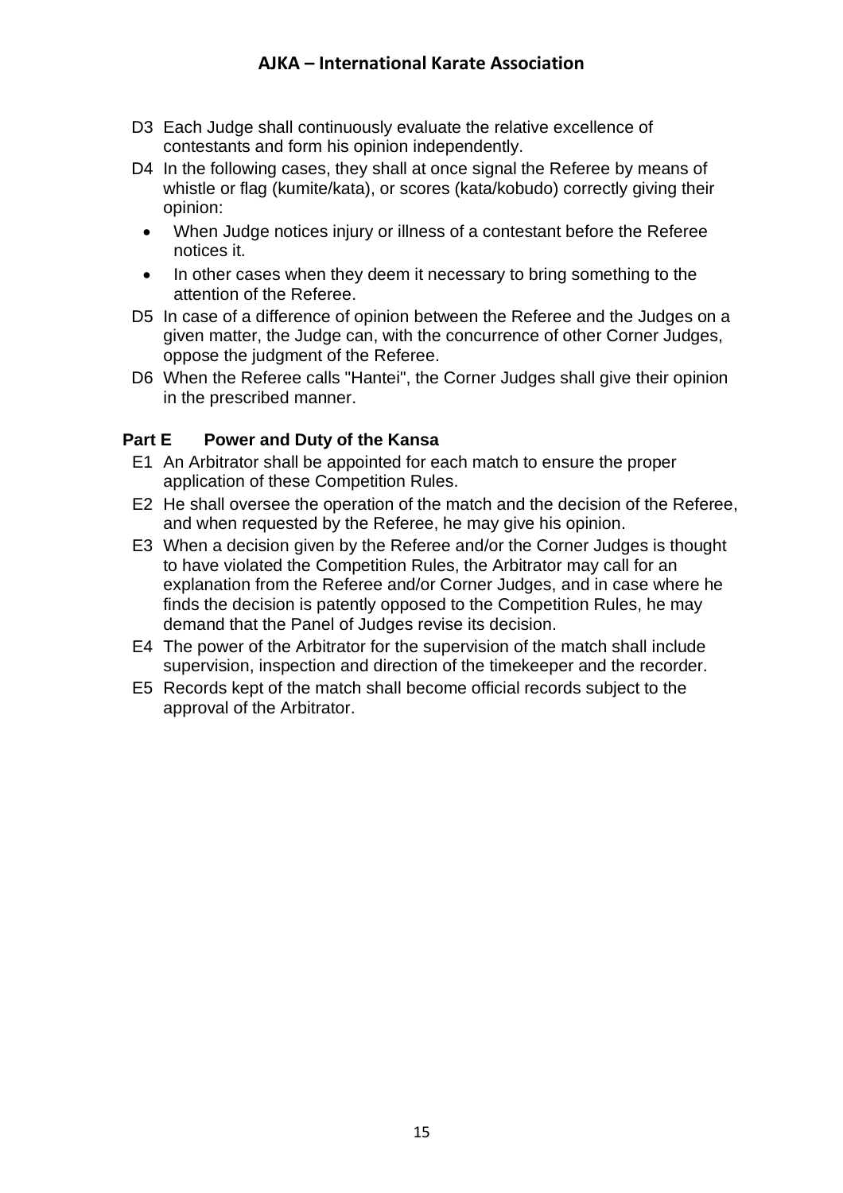D3 Each Judge shall continuously evaluate the relative excellence of contestants and form his opinion independently.

D4 In the following cases, they shall at once signal the Referee by means of whistle or flag (kumite/kata), or scores (kata/kobudo) correctly giving their opinion:

- When Judge notices injury or illness of a contestant before the Referee notices it.
- In other cases when they deem it necessary to bring something to the attention of the Referee.

D5 In case of a difference of opinion between the Referee and the Judges on a given matter, the Judge can, with the concurrence of other Corner Judges, oppose the judgment of the Referee.

D6 When the Referee calls "Hantei", the Corner Judges shall give their opinion in the prescribed manner.

## Part E Power and Duty of the Kansa

E1 An Arbitrator shall be appointed for each match to ensure the proper application of these Competition Rules.

E2 He shall oversee the operation of the match and the decision of the Referee, and when requested by the Referee, he may give his opinion.

E3 When a decision given by the Referee and/or the Corner Judges is thought to have violated the Competition Rules, the Arbitrator may call for an explanation from the Referee and/or Corner Judges, and in case where he finds the decision is patently opposed to the Competition Rules, he may demand that the Panel of Judges revise its decision.

E4 The power of the Arbitrator for the supervision of the match shall include supervision, inspection and direction of the timekeeper and the recorder.

E5 Records kept of the match shall become official records subject to the approval of the Arbitrator.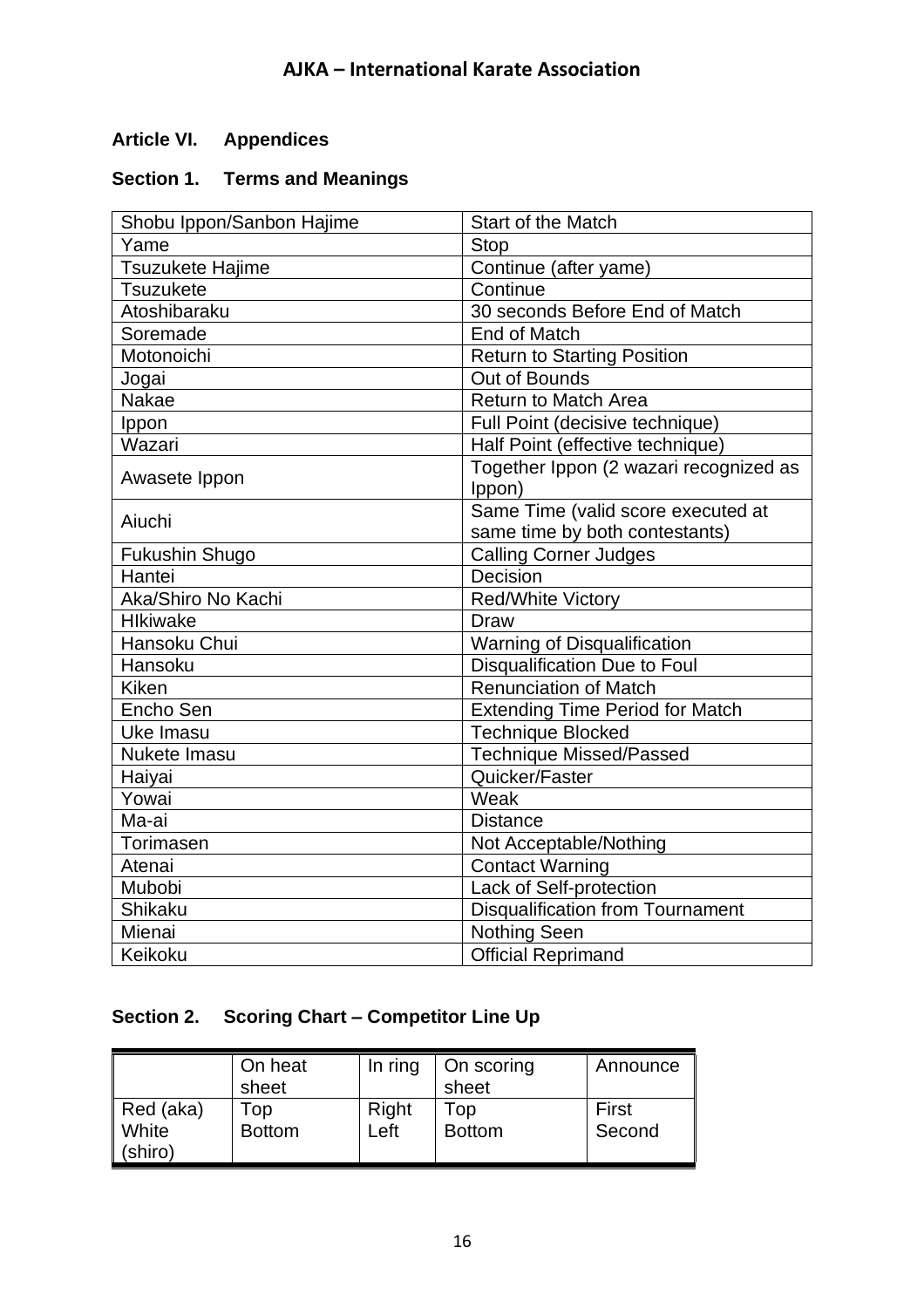## Article VI. Appendices

### Section 1. Terms and Meanings

| | |
|---|---|
| Shobu Ippon/Sanbon Hajime | Start of the Match |
| Yame | Stop |
| Tsuzukete Hajime | Continue (after yame) |
| Tsuzukete | Continue |
| Atoshibaraku | 30 seconds Before End of Match |
| Soremade | End of Match |
| Motonoichi | Return to Starting Position |
| Jogai | Out of Bounds |
| Nakae | Return to Match Area |
| Ippon | Full Point (decisive technique) |
| Wazari | Half Point (effective technique) |
| Awasete Ippon | Together Ippon (2 wazari recognized as Ippon) |
| Aiuchi | Same Time (valid score executed at same time by both contestants) |
| Fukushin Shugo | Calling Corner Judges |
| Hantei | Decision |
| Aka/Shiro No Kachi | Red/White Victory |
| HIkiwake | Draw |
| Hansoku Chui | Warning of Disqualification |
| Hansoku | Disqualification Due to Foul |
| Kiken | Renunciation of Match |
| Encho Sen | Extending Time Period for Match |
| Uke Imasu | Technique Blocked |
| Nukete Imasu | Technique Missed/Passed |
| Haiyai | Quicker/Faster |
| Yowai | Weak |
| Ma-ai | Distance |
| Torimasen | Not Acceptable/Nothing |
| Atenai | Contact Warning |
| Mubobi | Lack of Self-protection |
| Shikaku | Disqualification from Tournament |
| Mienai | Nothing Seen |
| Keikoku | Official Reprimand |

### Section 2. Scoring Chart – Competitor Line Up

| | On heat sheet | In ring | On scoring sheet | Announce |
|---|---|---|---|---|
| Red (aka)<br>White (shiro) | Top<br>Bottom | Right<br>Left | Top<br>Bottom | First<br>Second |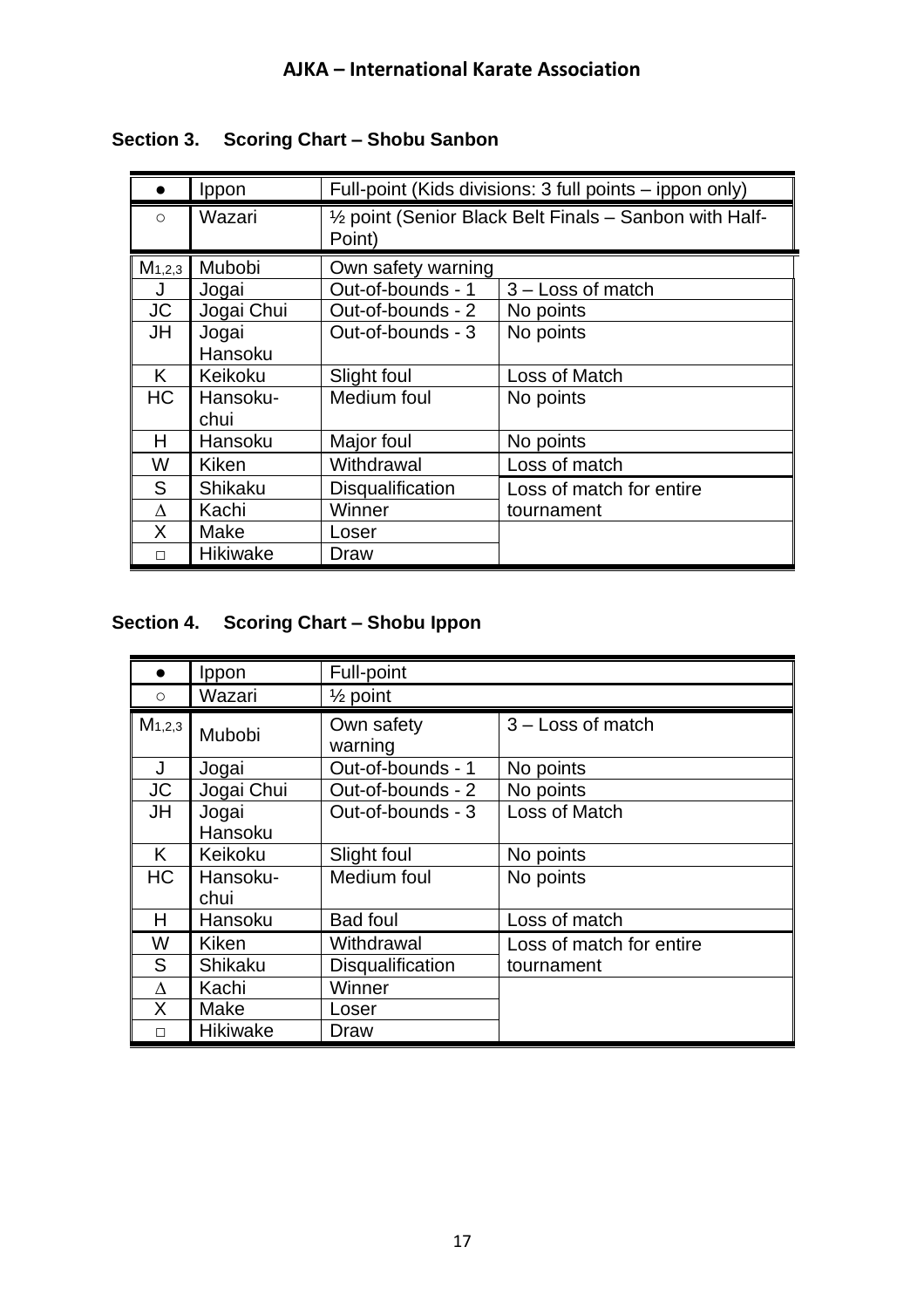**AJKA – International Karate Association**

## Section 3. Scoring Chart – Shobu Sanbon

| Symbol | Term | Meaning | Result |
|---|---|---|---|
| ● | Ippon | Full-point (Kids divisions: 3 full points – ippon only) | |
| ○ | Wazari | ½ point (Senior Black Belt Finals – Sanbon with Half-Point) | |
| $M_{1,2,3}$ | Mubobi | Own safety warning | |
| J | Jogai | Out-of-bounds - 1 | 3 – Loss of match |
| JC | Jogai Chui | Out-of-bounds - 2 | No points |
| JH | Jogai Hansoku | Out-of-bounds - 3 | No points |
| K | Keikoku | Slight foul | Loss of Match |
| HC | Hansoku-chui | Medium foul | No points |
| H | Hansoku | Major foul | No points |
| W | Kiken | Withdrawal | Loss of match |
| S | Shikaku | Disqualification | Loss of match for entire tournament |
| ∆ | Kachi | Winner | |
| X | Make | Loser | |
| □ | Hikiwake | Draw | |

## Section 4. Scoring Chart – Shobu Ippon

| Symbol | Term | Meaning | Result |
|---|---|---|---|
| ● | Ippon | Full-point | |
| ○ | Wazari | ½ point | |
| $M_{1,2,3}$ | Mubobi | Own safety warning | 3 – Loss of match |
| J | Jogai | Out-of-bounds - 1 | No points |
| JC | Jogai Chui | Out-of-bounds - 2 | No points |
| JH | Jogai Hansoku | Out-of-bounds - 3 | Loss of Match |
| K | Keikoku | Slight foul | No points |
| HC | Hansoku-chui | Medium foul | No points |
| H | Hansoku | Bad foul | Loss of match |
| W | Kiken | Withdrawal | Loss of match for entire tournament |
| S | Shikaku | Disqualification | |
| ∆ | Kachi | Winner | |
| X | Make | Loser | |
| □ | Hikiwake | Draw | |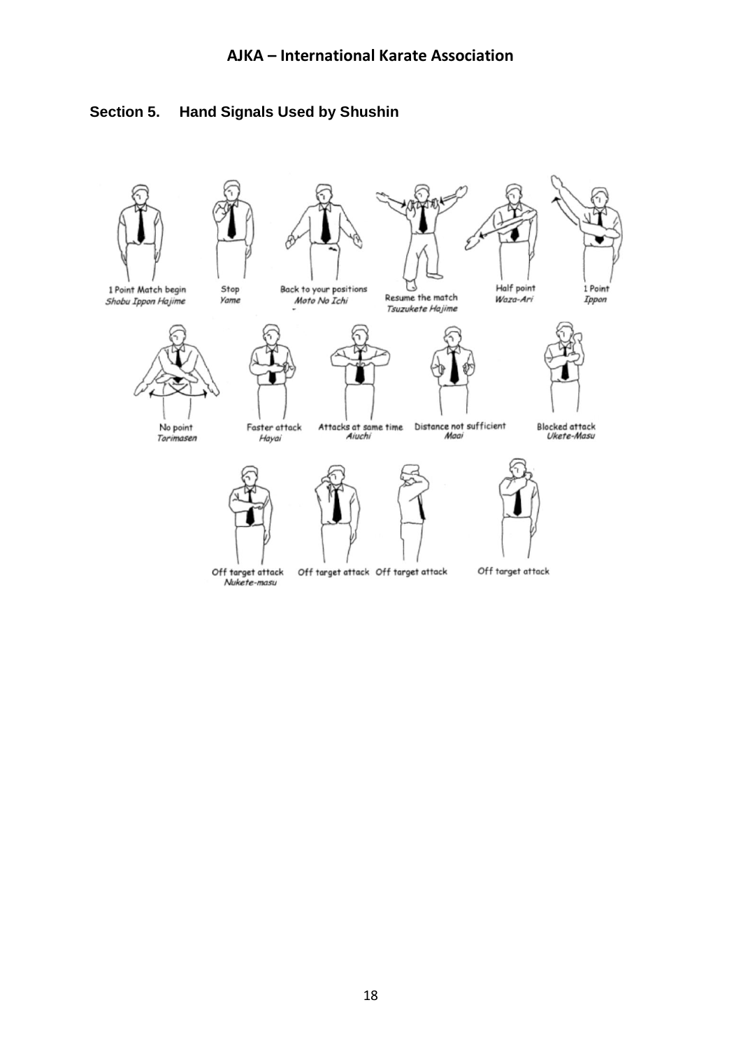## Section 5. Hand Signals Used by Shushin

1 Point Match begin
*Shobu Ippon Hajime*

Stop
*Yame*

Back to your positions
*Moto No Ichi*

Resume the match
*Tsuzukete Hajime*

Half point
*Waza-Ari*

1 Point
*Ippon*

No point
*Torimasen*

Faster attack
*Hayai*

Attacks at same time
*Aiuchi*

Distance not sufficient
*Maai*

Blocked attack
*Ukete-Masu*

Off target attack
*Nukete-masu*

Off target attack

Off target attack

Off target attack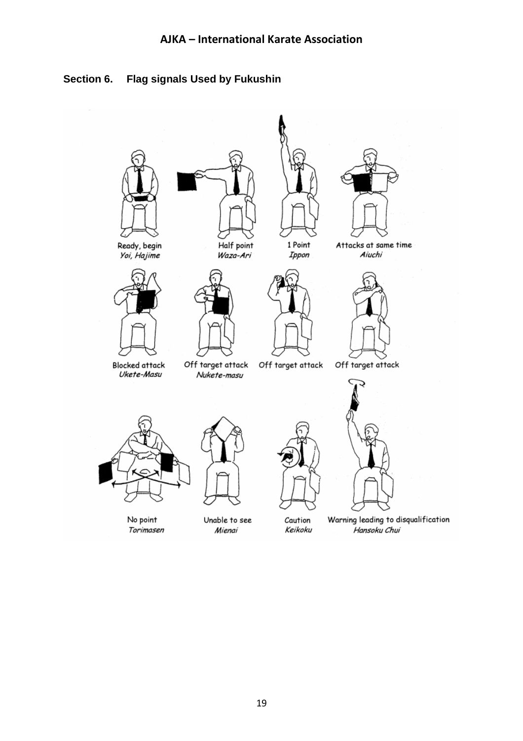## Section 6. Flag signals Used by Fukushin

Ready, begin
*Yoi, Hajime*

Half point
*Waza-Ari*

1 Point
*Ippon*

Attacks at same time
*Aiuchi*

Blocked attack
*Ukete-Masu*

Off target attack
*Nukete-masu*

Off target attack

Off target attack

No point
*Torimasen*

Unable to see
*Mienai*

Caution
*Keikoku*

Warning leading to disqualification
*Hansoku Chui*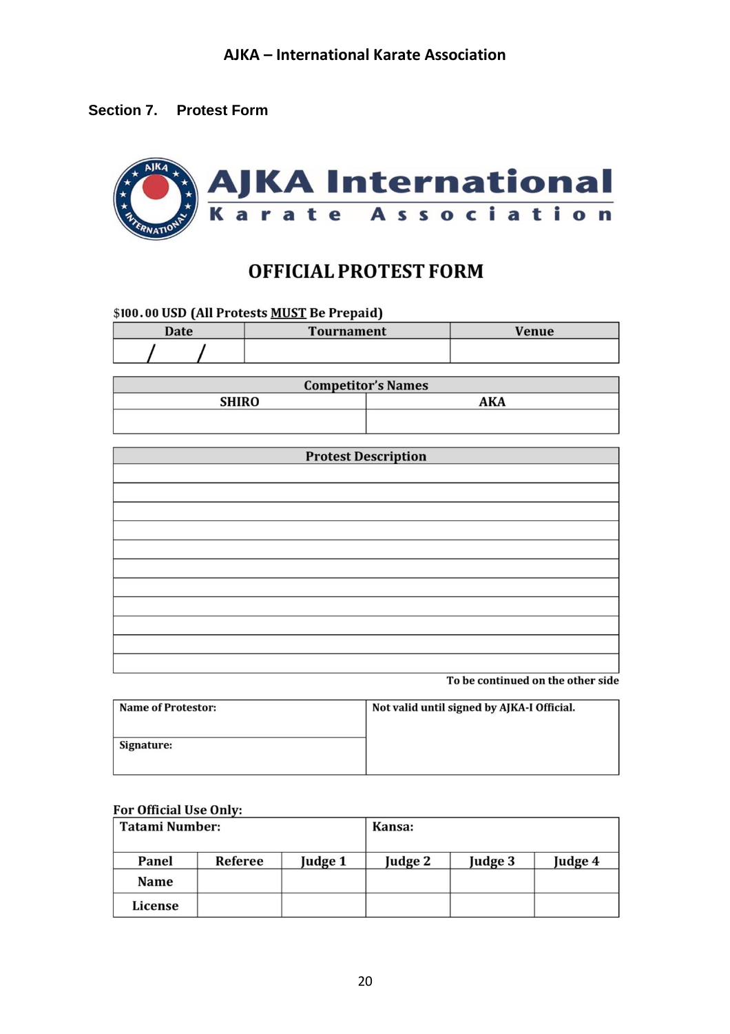## Section 7. Protest Form

AJKA International
Karate Association

# OFFICIAL PROTEST FORM

$100.00 USD (All Protests **MUST** Be Prepaid)

| Date | Tournament | Venue |
|---|---|---|
| / / | | |

| Competitor's Names | |
|---|---|
| SHIRO | AKA |
| | |

| Protest Description |
|---|
| |
| |
| |
| |
| |
| |
| |
| |
| |
| |
| |

To be continued on the other side

| | |
|---|---|
| Name of Protestor: | Not valid until signed by AJKA-I Official. |
| Signature: | |

For Official Use Only:

| Tatami Number: | | | Kansa: | | |
|---|---|---|---|---|---|
| Panel | Referee | Judge 1 | Judge 2 | Judge 3 | Judge 4 |
| Name | | | | | |
| License | | | | | |